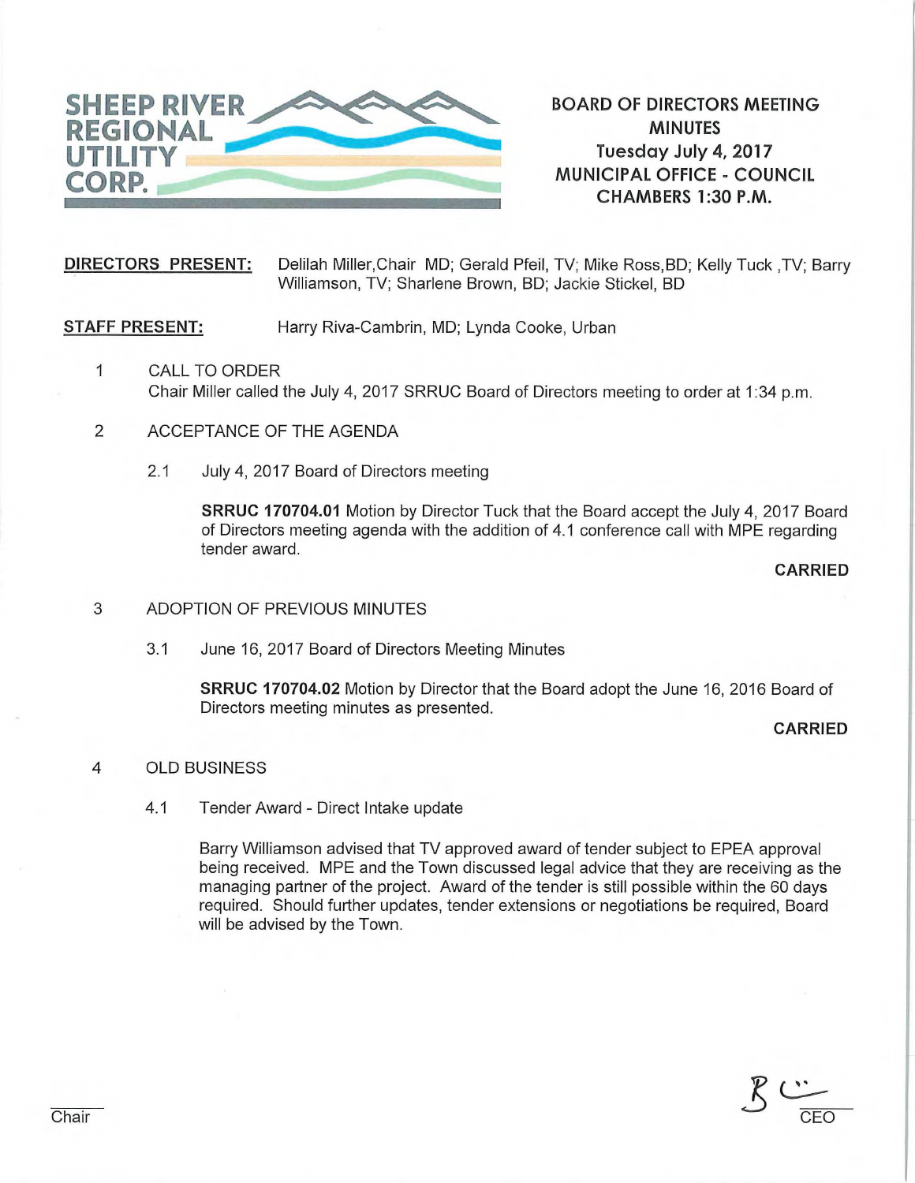SHEEP RIVER REGIONAL UTILITY CORP.

# BOARD OF DIRECTORS MEETING MINUTES

**Tuesday July 4, 2017**
**MUNICIPAL OFFICE - COUNCIL CHAMBERS 1:30 P.M.**

**DIRECTORS PRESENT:** Delilah Miller,Chair MD; Gerald Pfeil, TV; Mike Ross,BD; Kelly Tuck ,TV; Barry Williamson, TV; Sharlene Brown, BD; Jackie Stickel, BD

**STAFF PRESENT:** Harry Riva-Cambrin, MD; Lynda Cooke, Urban

1 CALL TO ORDER

Chair Miller called the July 4, 2017 SRRUC Board of Directors meeting to order at 1:34 p.m.

2 ACCEPTANCE OF THE AGENDA

2.1 July 4, 2017 Board of Directors meeting

**SRRUC 170704.01** Motion by Director Tuck that the Board accept the July 4, 2017 Board of Directors meeting agenda with the addition of 4.1 conference call with MPE regarding tender award.

**CARRIED**

3 ADOPTION OF PREVIOUS MINUTES

3.1 June 16, 2017 Board of Directors Meeting Minutes

**SRRUC 170704.02** Motion by Director that the Board adopt the June 16, 2016 Board of Directors meeting minutes as presented.

**CARRIED**

4 OLD BUSINESS

4.1 Tender Award - Direct Intake update

Barry Williamson advised that TV approved award of tender subject to EPEA approval being received. MPE and the Town discussed legal advice that they are receiving as the managing partner of the project. Award of the tender is still possible within the 60 days required. Should further updates, tender extensions or negotiations be required, Board will be advised by the Town.

Chair

CEO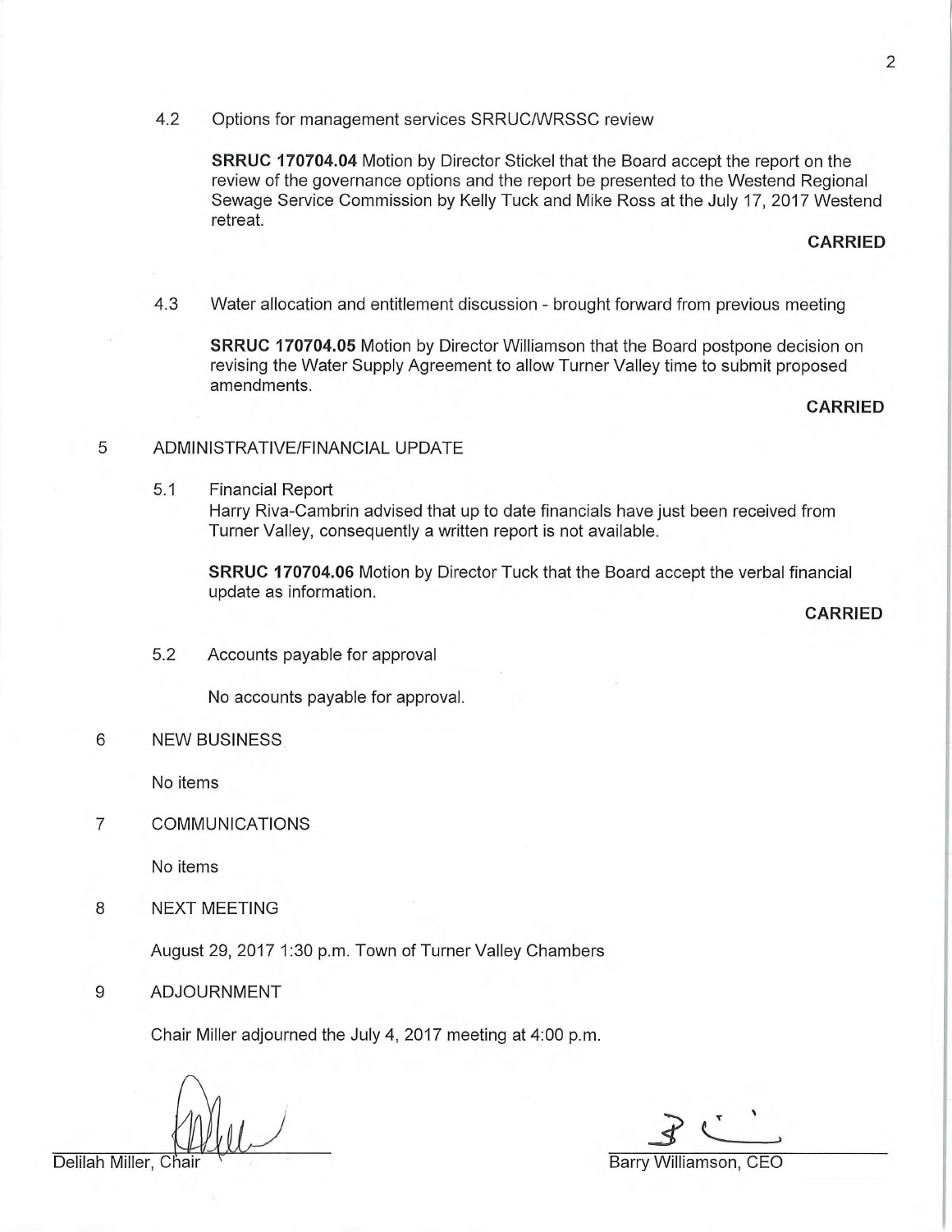4.2 Options for management services SRRUC/WRSSC review

**SRRUC 170704.04** Motion by Director Stickel that the Board accept the report on the review of the governance options and the report be presented to the Westend Regional Sewage Service Commission by Kelly Tuck and Mike Ross at the July 17, 2017 Westend retreat.

**CARRIED**

4.3 Water allocation and entitlement discussion - brought forward from previous meeting

**SRRUC 170704.05** Motion by Director Williamson that the Board postpone decision on revising the Water Supply Agreement to allow Turner Valley time to submit proposed amendments.

**CARRIED**

5 ADMINISTRATIVE/FINANCIAL UPDATE

5.1 Financial Report
Harry Riva-Cambrin advised that up to date financials have just been received from Turner Valley, consequently a written report is not available.

**SRRUC 170704.06** Motion by Director Tuck that the Board accept the verbal financial update as information.

**CARRIED**

5.2 Accounts payable for approval

No accounts payable for approval.

6 NEW BUSINESS

No items

7 COMMUNICATIONS

No items

8 NEXT MEETING

August 29, 2017 1:30 p.m. Town of Turner Valley Chambers

9 ADJOURNMENT

Chair Miller adjourned the July 4, 2017 meeting at 4:00 p.m.

Delilah Miller, Chair

Barry Williamson, CEO